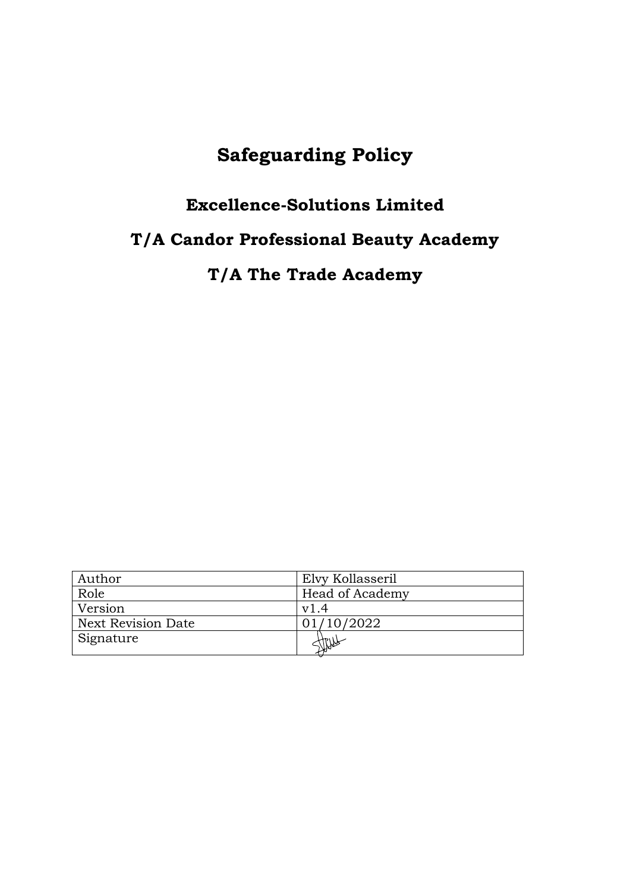# Safeguarding Policy

## Excellence-Solutions Limited

## T/A Candor Professional Beauty Academy

## T/A The Trade Academy

| Author | Elvy Kollasseril |
| --- | --- |
| Role | Head of Academy |
| Version | v1.4 |
| Next Revision Date | 01/10/2022 |
| Signature | |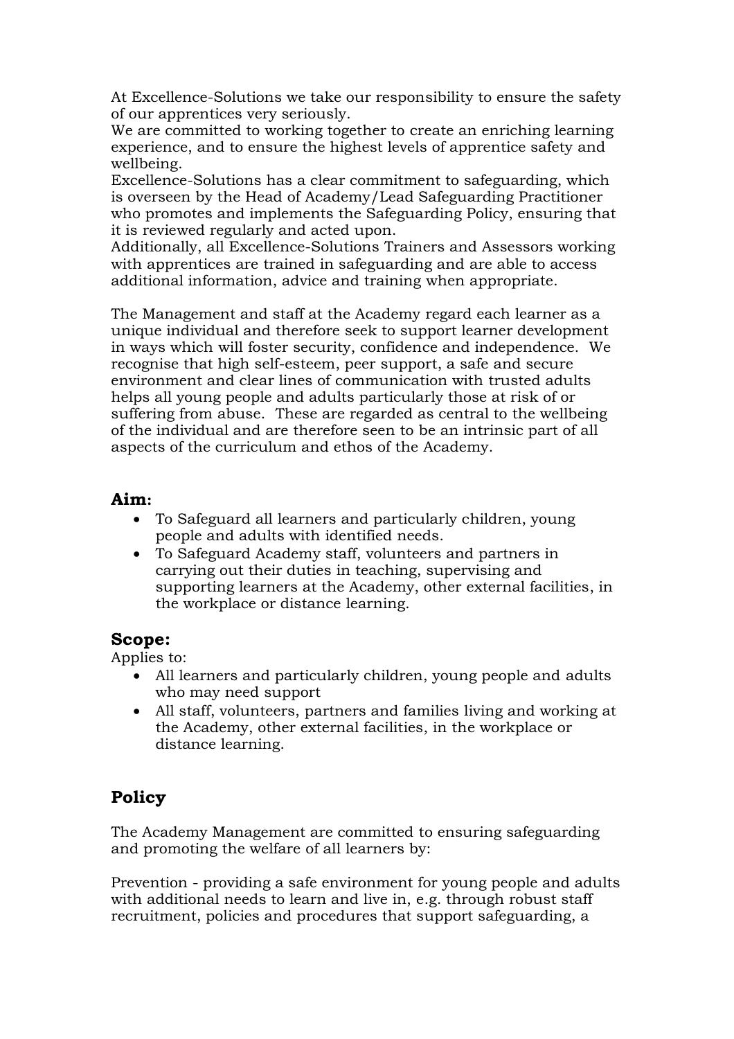At Excellence-Solutions we take our responsibility to ensure the safety of our apprentices very seriously.
We are committed to working together to create an enriching learning experience, and to ensure the highest levels of apprentice safety and wellbeing.
Excellence-Solutions has a clear commitment to safeguarding, which is overseen by the Head of Academy/Lead Safeguarding Practitioner who promotes and implements the Safeguarding Policy, ensuring that it is reviewed regularly and acted upon.
Additionally, all Excellence-Solutions Trainers and Assessors working with apprentices are trained in safeguarding and are able to access additional information, advice and training when appropriate.

The Management and staff at the Academy regard each learner as a unique individual and therefore seek to support learner development in ways which will foster security, confidence and independence. We recognise that high self-esteem, peer support, a safe and secure environment and clear lines of communication with trusted adults helps all young people and adults particularly those at risk of or suffering from abuse. These are regarded as central to the wellbeing of the individual and are therefore seen to be an intrinsic part of all aspects of the curriculum and ethos of the Academy.

## Aim:

- To Safeguard all learners and particularly children, young people and adults with identified needs.
- To Safeguard Academy staff, volunteers and partners in carrying out their duties in teaching, supervising and supporting learners at the Academy, other external facilities, in the workplace or distance learning.

## Scope:

Applies to:

- All learners and particularly children, young people and adults who may need support
- All staff, volunteers, partners and families living and working at the Academy, other external facilities, in the workplace or distance learning.

## Policy

The Academy Management are committed to ensuring safeguarding and promoting the welfare of all learners by:

Prevention - providing a safe environment for young people and adults with additional needs to learn and live in, e.g. through robust staff recruitment, policies and procedures that support safeguarding, a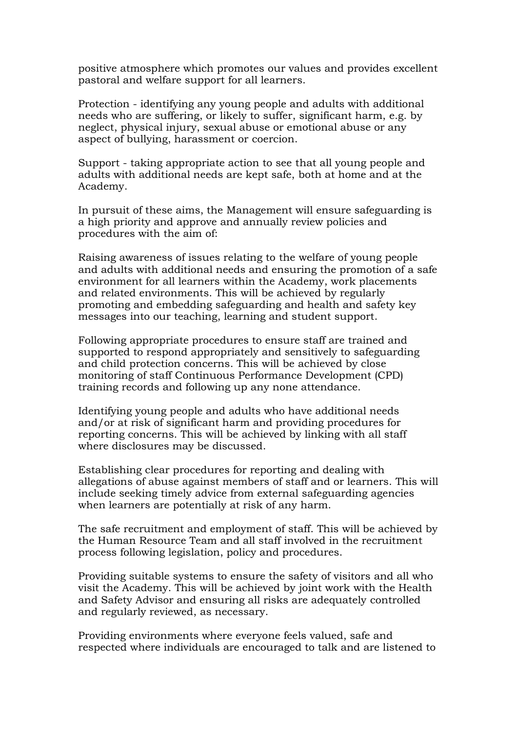positive atmosphere which promotes our values and provides excellent pastoral and welfare support for all learners.

Protection - identifying any young people and adults with additional needs who are suffering, or likely to suffer, significant harm, e.g. by neglect, physical injury, sexual abuse or emotional abuse or any aspect of bullying, harassment or coercion.

Support - taking appropriate action to see that all young people and adults with additional needs are kept safe, both at home and at the Academy.

In pursuit of these aims, the Management will ensure safeguarding is a high priority and approve and annually review policies and procedures with the aim of:

Raising awareness of issues relating to the welfare of young people and adults with additional needs and ensuring the promotion of a safe environment for all learners within the Academy, work placements and related environments. This will be achieved by regularly promoting and embedding safeguarding and health and safety key messages into our teaching, learning and student support.

Following appropriate procedures to ensure staff are trained and supported to respond appropriately and sensitively to safeguarding and child protection concerns. This will be achieved by close monitoring of staff Continuous Performance Development (CPD) training records and following up any none attendance.

Identifying young people and adults who have additional needs and/or at risk of significant harm and providing procedures for reporting concerns. This will be achieved by linking with all staff where disclosures may be discussed.

Establishing clear procedures for reporting and dealing with allegations of abuse against members of staff and or learners. This will include seeking timely advice from external safeguarding agencies when learners are potentially at risk of any harm.

The safe recruitment and employment of staff. This will be achieved by the Human Resource Team and all staff involved in the recruitment process following legislation, policy and procedures.

Providing suitable systems to ensure the safety of visitors and all who visit the Academy. This will be achieved by joint work with the Health and Safety Advisor and ensuring all risks are adequately controlled and regularly reviewed, as necessary.

Providing environments where everyone feels valued, safe and respected where individuals are encouraged to talk and are listened to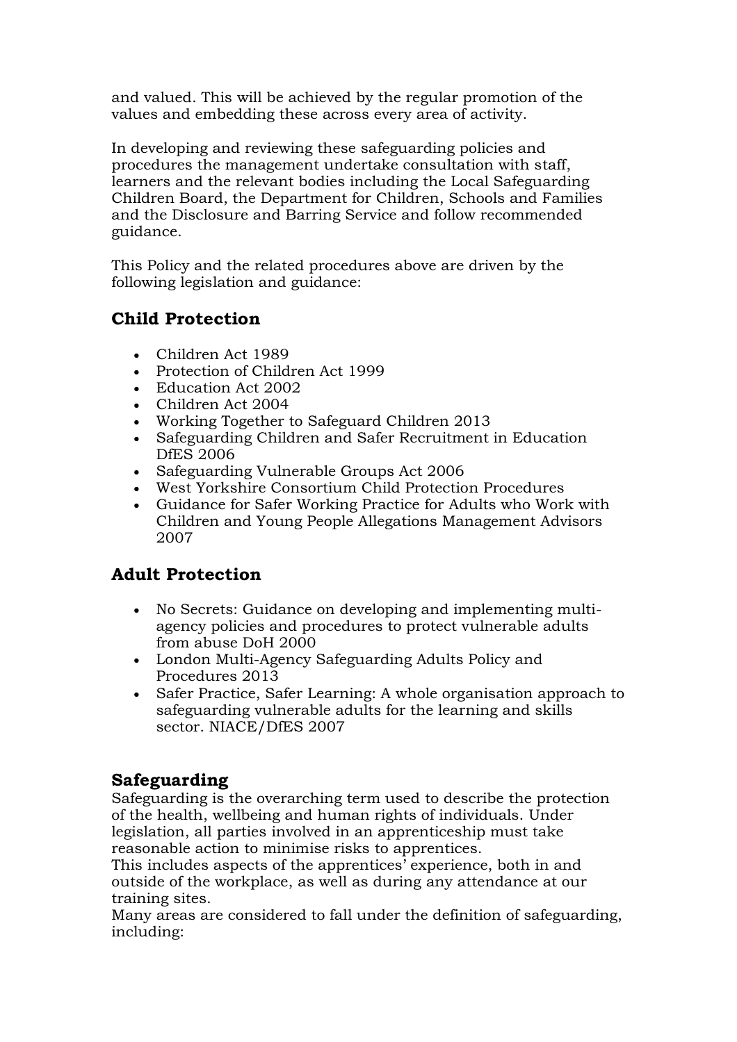and valued. This will be achieved by the regular promotion of the values and embedding these across every area of activity.

In developing and reviewing these safeguarding policies and procedures the management undertake consultation with staff, learners and the relevant bodies including the Local Safeguarding Children Board, the Department for Children, Schools and Families and the Disclosure and Barring Service and follow recommended guidance.

This Policy and the related procedures above are driven by the following legislation and guidance:

## Child Protection

- Children Act 1989
- Protection of Children Act 1999
- Education Act 2002
- Children Act 2004
- Working Together to Safeguard Children 2013
- Safeguarding Children and Safer Recruitment in Education DfES 2006
- Safeguarding Vulnerable Groups Act 2006
- West Yorkshire Consortium Child Protection Procedures
- Guidance for Safer Working Practice for Adults who Work with Children and Young People Allegations Management Advisors 2007

## Adult Protection

- No Secrets: Guidance on developing and implementing multi-agency policies and procedures to protect vulnerable adults from abuse DoH 2000
- London Multi-Agency Safeguarding Adults Policy and Procedures 2013
- Safer Practice, Safer Learning: A whole organisation approach to safeguarding vulnerable adults for the learning and skills sector. NIACE/DfES 2007

## Safeguarding

Safeguarding is the overarching term used to describe the protection of the health, wellbeing and human rights of individuals. Under legislation, all parties involved in an apprenticeship must take reasonable action to minimise risks to apprentices.
This includes aspects of the apprentices' experience, both in and outside of the workplace, as well as during any attendance at our training sites.
Many areas are considered to fall under the definition of safeguarding, including: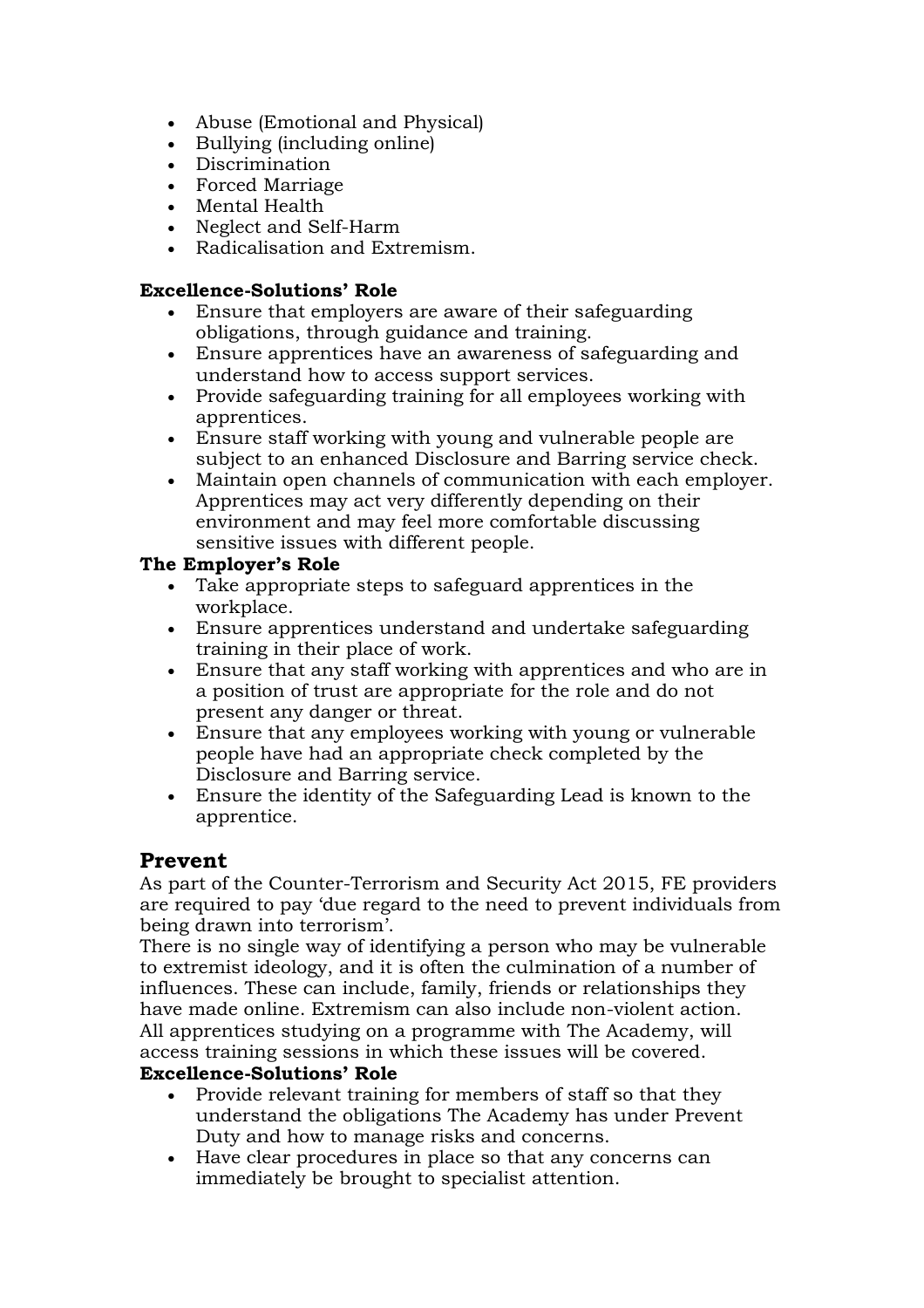- Abuse (Emotional and Physical)
- Bullying (including online)
- Discrimination
- Forced Marriage
- Mental Health
- Neglect and Self-Harm
- Radicalisation and Extremism.

**Excellence-Solutions' Role**

- Ensure that employers are aware of their safeguarding obligations, through guidance and training.
- Ensure apprentices have an awareness of safeguarding and understand how to access support services.
- Provide safeguarding training for all employees working with apprentices.
- Ensure staff working with young and vulnerable people are subject to an enhanced Disclosure and Barring service check.
- Maintain open channels of communication with each employer. Apprentices may act very differently depending on their environment and may feel more comfortable discussing sensitive issues with different people.

**The Employer's Role**

- Take appropriate steps to safeguard apprentices in the workplace.
- Ensure apprentices understand and undertake safeguarding training in their place of work.
- Ensure that any staff working with apprentices and who are in a position of trust are appropriate for the role and do not present any danger or threat.
- Ensure that any employees working with young or vulnerable people have had an appropriate check completed by the Disclosure and Barring service.
- Ensure the identity of the Safeguarding Lead is known to the apprentice.

## Prevent

As part of the Counter-Terrorism and Security Act 2015, FE providers are required to pay 'due regard to the need to prevent individuals from being drawn into terrorism'.

There is no single way of identifying a person who may be vulnerable to extremist ideology, and it is often the culmination of a number of influences. These can include, family, friends or relationships they have made online. Extremism can also include non-violent action. All apprentices studying on a programme with The Academy, will access training sessions in which these issues will be covered.

**Excellence-Solutions' Role**

- Provide relevant training for members of staff so that they understand the obligations The Academy has under Prevent Duty and how to manage risks and concerns.
- Have clear procedures in place so that any concerns can immediately be brought to specialist attention.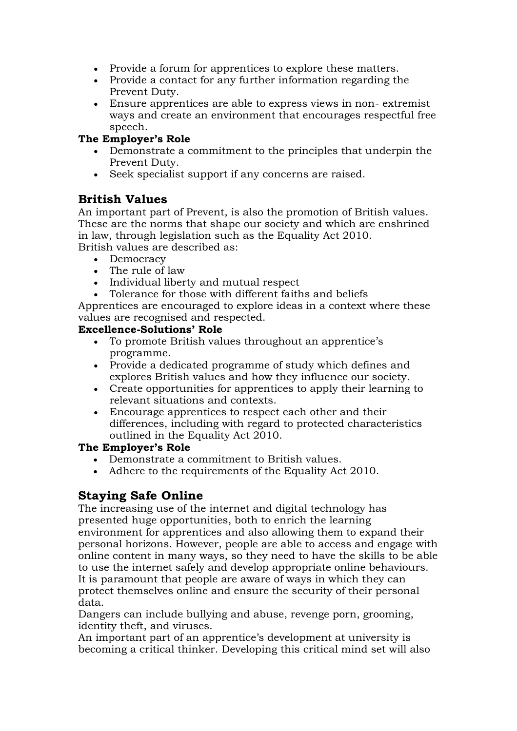- Provide a forum for apprentices to explore these matters.
- Provide a contact for any further information regarding the Prevent Duty.
- Ensure apprentices are able to express views in non- extremist ways and create an environment that encourages respectful free speech.

**The Employer's Role**

- Demonstrate a commitment to the principles that underpin the Prevent Duty.
- Seek specialist support if any concerns are raised.

## British Values

An important part of Prevent, is also the promotion of British values. These are the norms that shape our society and which are enshrined in law, through legislation such as the Equality Act 2010.
British values are described as:

- Democracy
- The rule of law
- Individual liberty and mutual respect
- Tolerance for those with different faiths and beliefs

Apprentices are encouraged to explore ideas in a context where these values are recognised and respected.

**Excellence-Solutions' Role**

- To promote British values throughout an apprentice's programme.
- Provide a dedicated programme of study which defines and explores British values and how they influence our society.
- Create opportunities for apprentices to apply their learning to relevant situations and contexts.
- Encourage apprentices to respect each other and their differences, including with regard to protected characteristics outlined in the Equality Act 2010.

**The Employer's Role**

- Demonstrate a commitment to British values.
- Adhere to the requirements of the Equality Act 2010.

## Staying Safe Online

The increasing use of the internet and digital technology has presented huge opportunities, both to enrich the learning environment for apprentices and also allowing them to expand their personal horizons. However, people are able to access and engage with online content in many ways, so they need to have the skills to be able to use the internet safely and develop appropriate online behaviours. It is paramount that people are aware of ways in which they can protect themselves online and ensure the security of their personal data.
Dangers can include bullying and abuse, revenge porn, grooming, identity theft, and viruses.
An important part of an apprentice's development at university is becoming a critical thinker. Developing this critical mind set will also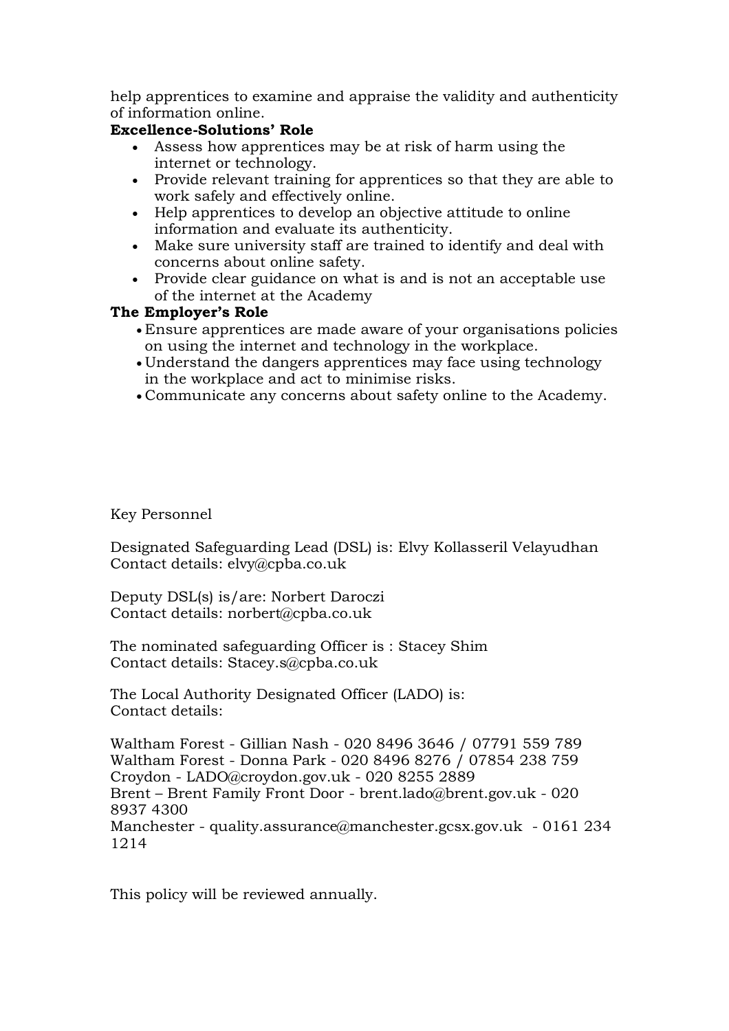help apprentices to examine and appraise the validity and authenticity of information online.

**Excellence-Solutions' Role**

- Assess how apprentices may be at risk of harm using the internet or technology.
- Provide relevant training for apprentices so that they are able to work safely and effectively online.
- Help apprentices to develop an objective attitude to online information and evaluate its authenticity.
- Make sure university staff are trained to identify and deal with concerns about online safety.
- Provide clear guidance on what is and is not an acceptable use of the internet at the Academy

**The Employer's Role**

- Ensure apprentices are made aware of your organisations policies on using the internet and technology in the workplace.
- Understand the dangers apprentices may face using technology in the workplace and act to minimise risks.
- Communicate any concerns about safety online to the Academy.

Key Personnel

Designated Safeguarding Lead (DSL) is: Elvy Kollasseril Velayudhan
Contact details: elvy@cpba.co.uk

Deputy DSL(s) is/are: Norbert Daroczi
Contact details: norbert@cpba.co.uk

The nominated safeguarding Officer is : Stacey Shim
Contact details: Stacey.s@cpba.co.uk

The Local Authority Designated Officer (LADO) is:
Contact details:

Waltham Forest - Gillian Nash - 020 8496 3646 / 07791 559 789
Waltham Forest - Donna Park - 020 8496 8276 / 07854 238 759
Croydon - LADO@croydon.gov.uk - 020 8255 2889
Brent – Brent Family Front Door - brent.lado@brent.gov.uk - 020 8937 4300
Manchester - quality.assurance@manchester.gcsx.gov.uk - 0161 234 1214

This policy will be reviewed annually.